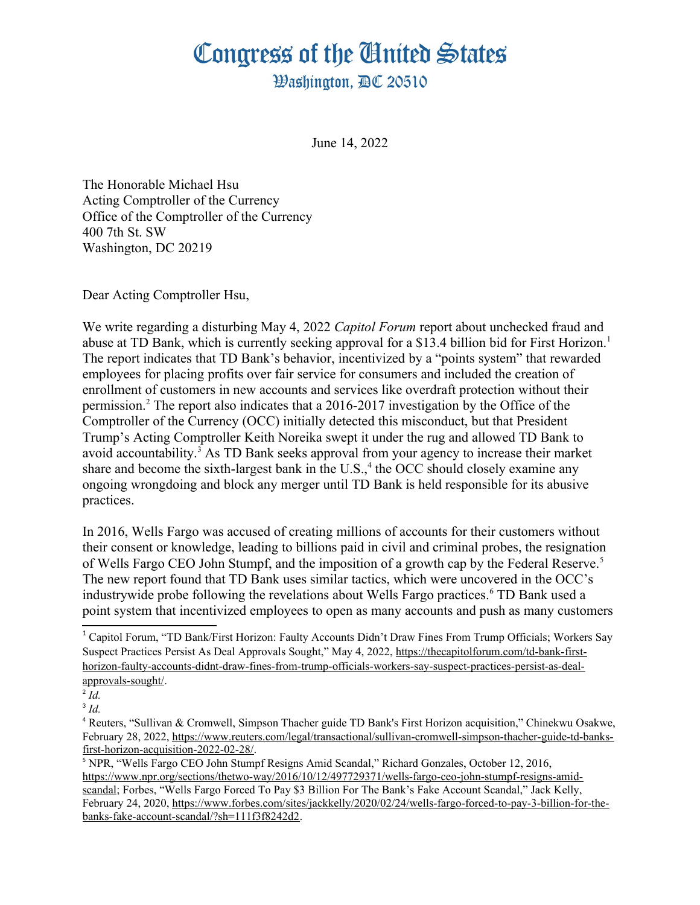# Congress of the United States

## Washington, DC 20510

June 14, 2022

The Honorable Michael Hsu
Acting Comptroller of the Currency
Office of the Comptroller of the Currency
400 7th St. SW
Washington, DC 20219

Dear Acting Comptroller Hsu,

We write regarding a disturbing May 4, 2022 *Capitol Forum* report about unchecked fraud and abuse at TD Bank, which is currently seeking approval for a $13.4 billion bid for First Horizon.[1] The report indicates that TD Bank's behavior, incentivized by a "points system" that rewarded employees for placing profits over fair service for consumers and included the creation of enrollment of customers in new accounts and services like overdraft protection without their permission.[2] The report also indicates that a 2016-2017 investigation by the Office of the Comptroller of the Currency (OCC) initially detected this misconduct, but that President Trump's Acting Comptroller Keith Noreika swept it under the rug and allowed TD Bank to avoid accountability.[3] As TD Bank seeks approval from your agency to increase their market share and become the sixth-largest bank in the U.S.,[4] the OCC should closely examine any ongoing wrongdoing and block any merger until TD Bank is held responsible for its abusive practices.

In 2016, Wells Fargo was accused of creating millions of accounts for their customers without their consent or knowledge, leading to billions paid in civil and criminal probes, the resignation of Wells Fargo CEO John Stumpf, and the imposition of a growth cap by the Federal Reserve.[5] The new report found that TD Bank uses similar tactics, which were uncovered in the OCC's industrywide probe following the revelations about Wells Fargo practices.[6] TD Bank used a point system that incentivized employees to open as many accounts and push as many customers

---

[1] Capitol Forum, "TD Bank/First Horizon: Faulty Accounts Didn't Draw Fines From Trump Officials; Workers Say Suspect Practices Persist As Deal Approvals Sought," May 4, 2022, https://thecapitolforum.com/td-bank-first-horizon-faulty-accounts-didnt-draw-fines-from-trump-officials-workers-say-suspect-practices-persist-as-deal-approvals-sought/.

[2] *Id.*

[3] *Id.*

[4] Reuters, "Sullivan & Cromwell, Simpson Thacher guide TD Bank's First Horizon acquisition," Chinekwu Osakwe, February 28, 2022, https://www.reuters.com/legal/transactional/sullivan-cromwell-simpson-thacher-guide-td-banks-first-horizon-acquisition-2022-02-28/.

[5] NPR, "Wells Fargo CEO John Stumpf Resigns Amid Scandal," Richard Gonzales, October 12, 2016, https://www.npr.org/sections/thetwo-way/2016/10/12/497729371/wells-fargo-ceo-john-stumpf-resigns-amid-scandal; Forbes, "Wells Fargo Forced To Pay $3 Billion For The Bank's Fake Account Scandal," Jack Kelly, February 24, 2020, https://www.forbes.com/sites/jackkelly/2020/02/24/wells-fargo-forced-to-pay-3-billion-for-the-banks-fake-account-scandal/?sh=111f3f8242d2.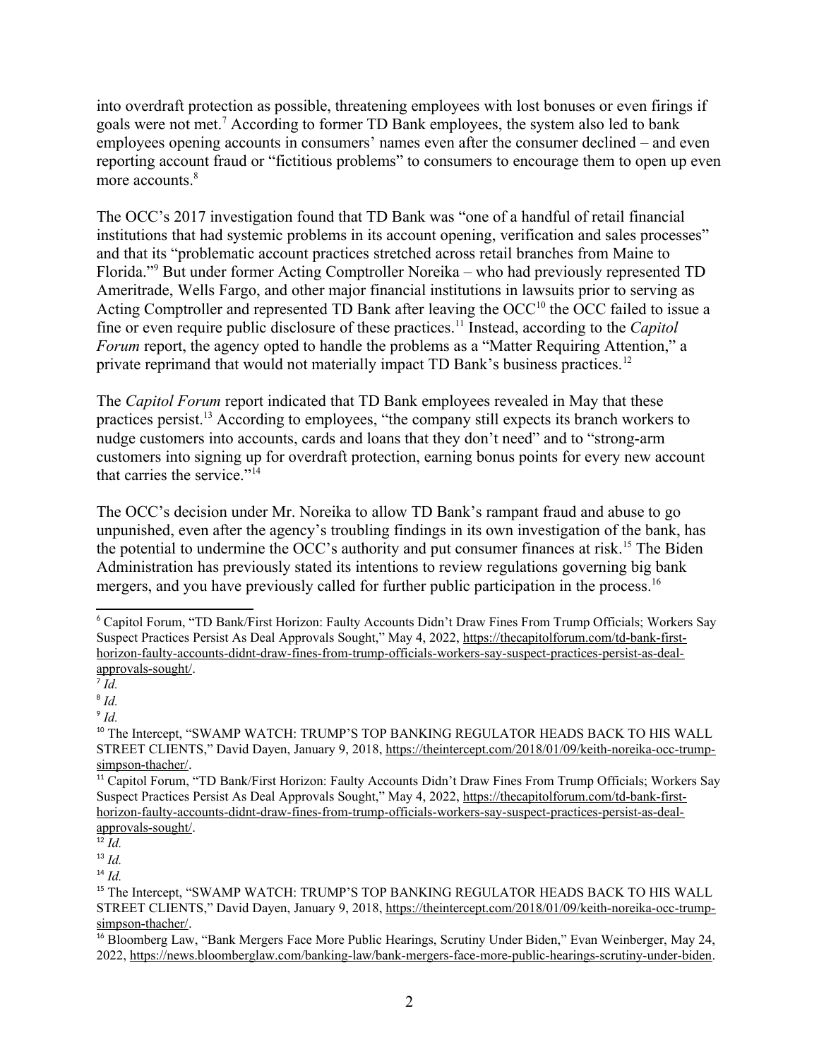into overdraft protection as possible, threatening employees with lost bonuses or even firings if goals were not met.[7] According to former TD Bank employees, the system also led to bank employees opening accounts in consumers' names even after the consumer declined – and even reporting account fraud or "fictitious problems" to consumers to encourage them to open up even more accounts.[8]

The OCC's 2017 investigation found that TD Bank was "one of a handful of retail financial institutions that had systemic problems in its account opening, verification and sales processes" and that its "problematic account practices stretched across retail branches from Maine to Florida."[9] But under former Acting Comptroller Noreika – who had previously represented TD Ameritrade, Wells Fargo, and other major financial institutions in lawsuits prior to serving as Acting Comptroller and represented TD Bank after leaving the OCC[10] the OCC failed to issue a fine or even require public disclosure of these practices.[11] Instead, according to the *Capitol Forum* report, the agency opted to handle the problems as a "Matter Requiring Attention," a private reprimand that would not materially impact TD Bank's business practices.[12]

The *Capitol Forum* report indicated that TD Bank employees revealed in May that these practices persist.[13] According to employees, "the company still expects its branch workers to nudge customers into accounts, cards and loans that they don't need" and to "strong-arm customers into signing up for overdraft protection, earning bonus points for every new account that carries the service."[14]

The OCC's decision under Mr. Noreika to allow TD Bank's rampant fraud and abuse to go unpunished, even after the agency's troubling findings in its own investigation of the bank, has the potential to undermine the OCC's authority and put consumer finances at risk.[15] The Biden Administration has previously stated its intentions to review regulations governing big bank mergers, and you have previously called for further public participation in the process.[16]

---

[6] Capitol Forum, "TD Bank/First Horizon: Faulty Accounts Didn't Draw Fines From Trump Officials; Workers Say Suspect Practices Persist As Deal Approvals Sought," May 4, 2022, https://thecapitolforum.com/td-bank-first-horizon-faulty-accounts-didnt-draw-fines-from-trump-officials-workers-say-suspect-practices-persist-as-deal-approvals-sought/.

[7] *Id.*

[8] *Id.*

[9] *Id.*

[10] The Intercept, "SWAMP WATCH: TRUMP'S TOP BANKING REGULATOR HEADS BACK TO HIS WALL STREET CLIENTS," David Dayen, January 9, 2018, https://theintercept.com/2018/01/09/keith-noreika-occ-trump-simpson-thacher/.

[11] Capitol Forum, "TD Bank/First Horizon: Faulty Accounts Didn't Draw Fines From Trump Officials; Workers Say Suspect Practices Persist As Deal Approvals Sought," May 4, 2022, https://thecapitolforum.com/td-bank-first-horizon-faulty-accounts-didnt-draw-fines-from-trump-officials-workers-say-suspect-practices-persist-as-deal-approvals-sought/.

[12] *Id.*

[13] *Id.*

[14] *Id.*

[15] The Intercept, "SWAMP WATCH: TRUMP'S TOP BANKING REGULATOR HEADS BACK TO HIS WALL STREET CLIENTS," David Dayen, January 9, 2018, https://theintercept.com/2018/01/09/keith-noreika-occ-trump-simpson-thacher/.

[16] Bloomberg Law, "Bank Mergers Face More Public Hearings, Scrutiny Under Biden," Evan Weinberger, May 24, 2022, https://news.bloomberglaw.com/banking-law/bank-mergers-face-more-public-hearings-scrutiny-under-biden.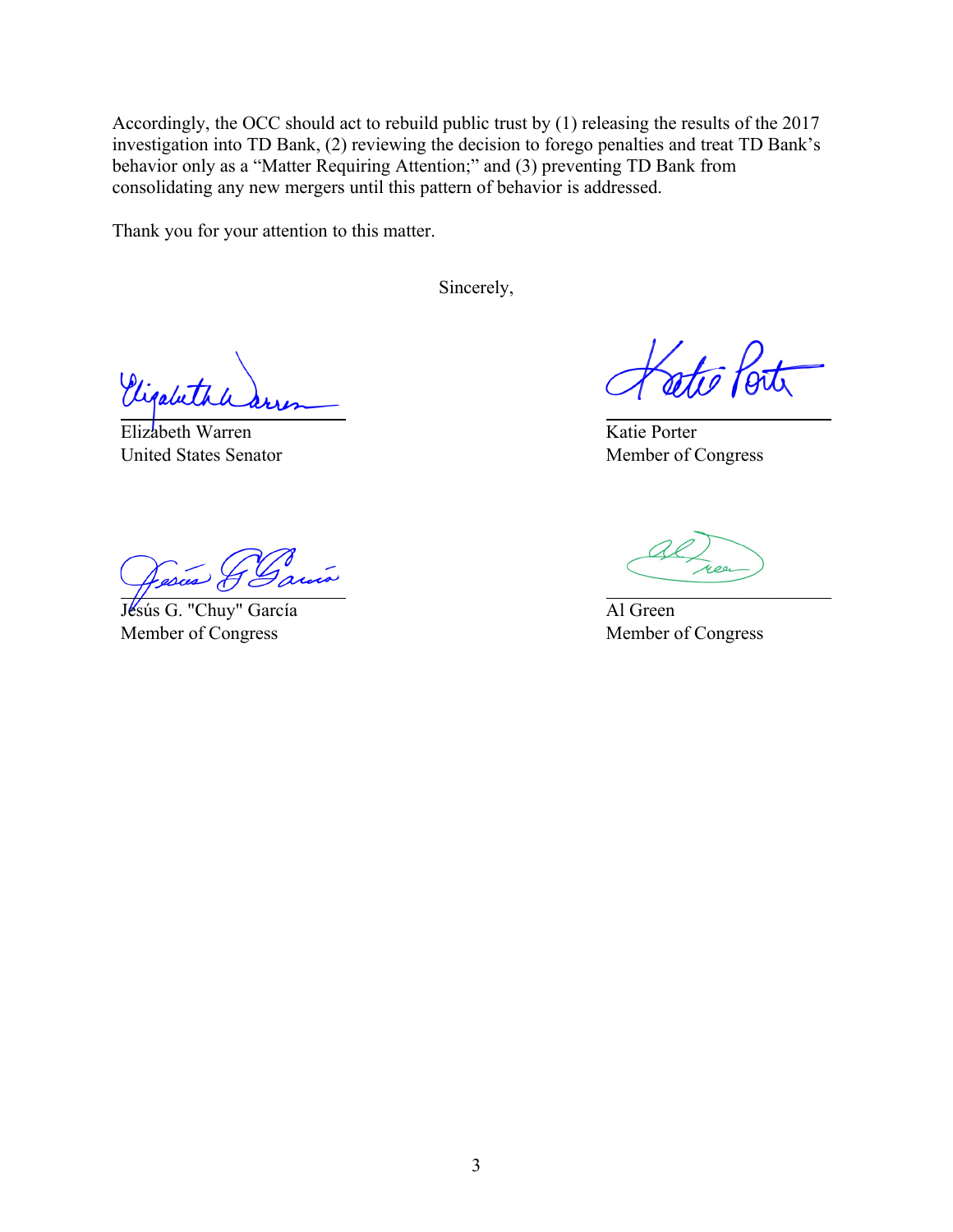Accordingly, the OCC should act to rebuild public trust by (1) releasing the results of the 2017 investigation into TD Bank, (2) reviewing the decision to forego penalties and treat TD Bank's behavior only as a "Matter Requiring Attention;" and (3) preventing TD Bank from consolidating any new mergers until this pattern of behavior is addressed.

Thank you for your attention to this matter.

Sincerely,

Elizabeth Warren
United States Senator

Katie Porter
Member of Congress

Jesús G. "Chuy" García
Member of Congress

Al Green
Member of Congress